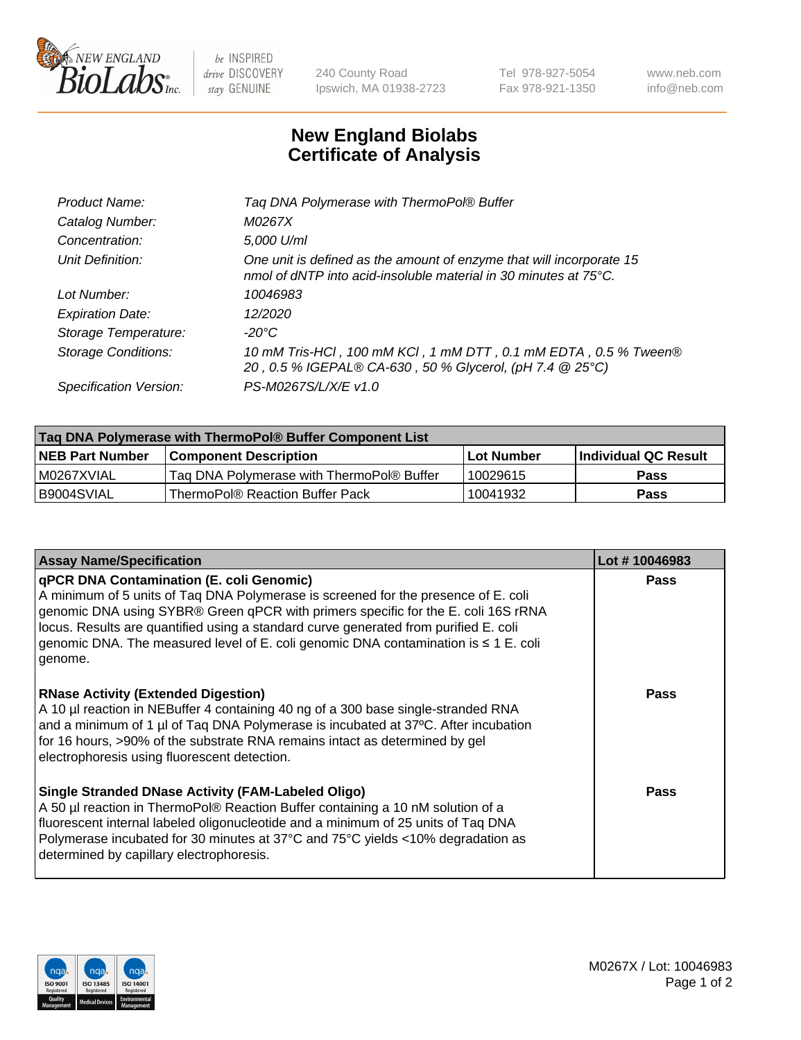# New England Biolabs Certificate of Analysis

| | |
|---|---|
| Product Name: | Taq DNA Polymerase with ThermoPol® Buffer |
| Catalog Number: | M0267X |
| Concentration: | 5,000 U/ml |
| Unit Definition: | One unit is defined as the amount of enzyme that will incorporate 15 nmol of dNTP into acid-insoluble material in 30 minutes at 75°C. |
| Lot Number: | 10046983 |
| Expiration Date: | 12/2020 |
| Storage Temperature: | -20°C |
| Storage Conditions: | 10 mM Tris-HCl , 100 mM KCl , 1 mM DTT , 0.1 mM EDTA , 0.5 % Tween® 20 , 0.5 % IGEPAL® CA-630 , 50 % Glycerol, (pH 7.4 @ 25°C) |
| Specification Version: | PS-M0267S/L/X/E v1.0 |

**Taq DNA Polymerase with ThermoPol® Buffer Component List**

| NEB Part Number | Component Description | Lot Number | Individual QC Result |
|---|---|---|---|
| M0267XVIAL | Taq DNA Polymerase with ThermoPol® Buffer | 10029615 | Pass |
| B9004SVIAL | ThermoPol® Reaction Buffer Pack | 10041932 | Pass |

| Assay Name/Specification | Lot # 10046983 |
|---|---|
| **qPCR DNA Contamination (E. coli Genomic)**<br>A minimum of 5 units of Taq DNA Polymerase is screened for the presence of E. coli genomic DNA using SYBR® Green qPCR with primers specific for the E. coli 16S rRNA locus. Results are quantified using a standard curve generated from purified E. coli genomic DNA. The measured level of E. coli genomic DNA contamination is ≤ 1 E. coli genome. | Pass |
| **RNase Activity (Extended Digestion)**<br>A 10 µl reaction in NEBuffer 4 containing 40 ng of a 300 base single-stranded RNA and a minimum of 1 µl of Taq DNA Polymerase is incubated at 37ºC. After incubation for 16 hours, >90% of the substrate RNA remains intact as determined by gel electrophoresis using fluorescent detection. | Pass |
| **Single Stranded DNase Activity (FAM-Labeled Oligo)**<br>A 50 µl reaction in ThermoPol® Reaction Buffer containing a 10 nM solution of a fluorescent internal labeled oligonucleotide and a minimum of 25 units of Taq DNA Polymerase incubated for 30 minutes at 37°C and 75°C yields <10% degradation as determined by capillary electrophoresis. | Pass |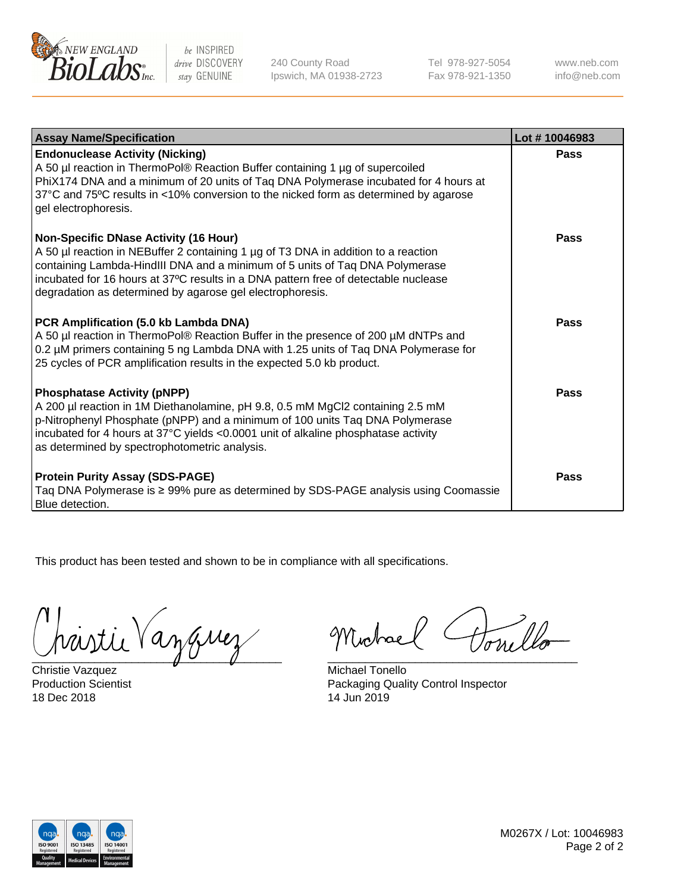New England BioLabs Inc. — be INSPIRED, drive DISCOVERY, stay GENUINE

240 County Road
Ipswich, MA 01938-2723

Tel 978-927-5054
Fax 978-921-1350

www.neb.com
info@neb.com

| Assay Name/Specification | Lot # 10046983 |
| --- | --- |
| **Endonuclease Activity (Nicking)**<br>A 50 µl reaction in ThermoPol® Reaction Buffer containing 1 µg of supercoiled PhiX174 DNA and a minimum of 20 units of Taq DNA Polymerase incubated for 4 hours at 37°C and 75ºC results in <10% conversion to the nicked form as determined by agarose gel electrophoresis. | **Pass** |
| **Non-Specific DNase Activity (16 Hour)**<br>A 50 µl reaction in NEBuffer 2 containing 1 µg of T3 DNA in addition to a reaction containing Lambda-HindIII DNA and a minimum of 5 units of Taq DNA Polymerase incubated for 16 hours at 37ºC results in a DNA pattern free of detectable nuclease degradation as determined by agarose gel electrophoresis. | **Pass** |
| **PCR Amplification (5.0 kb Lambda DNA)**<br>A 50 µl reaction in ThermoPol® Reaction Buffer in the presence of 200 µM dNTPs and 0.2 µM primers containing 5 ng Lambda DNA with 1.25 units of Taq DNA Polymerase for 25 cycles of PCR amplification results in the expected 5.0 kb product. | **Pass** |
| **Phosphatase Activity (pNPP)**<br>A 200 µl reaction in 1M Diethanolamine, pH 9.8, 0.5 mM MgCl2 containing 2.5 mM p-Nitrophenyl Phosphate (pNPP) and a minimum of 100 units Taq DNA Polymerase incubated for 4 hours at 37°C yields <0.0001 unit of alkaline phosphatase activity as determined by spectrophotometric analysis. | **Pass** |
| **Protein Purity Assay (SDS-PAGE)**<br>Taq DNA Polymerase is ≥ 99% pure as determined by SDS-PAGE analysis using Coomassie Blue detection. | **Pass** |

This product has been tested and shown to be in compliance with all specifications.

Christie Vazquez
Production Scientist
18 Dec 2018

Michael Tonello
Packaging Quality Control Inspector
14 Jun 2019

M0267X / Lot: 10046983